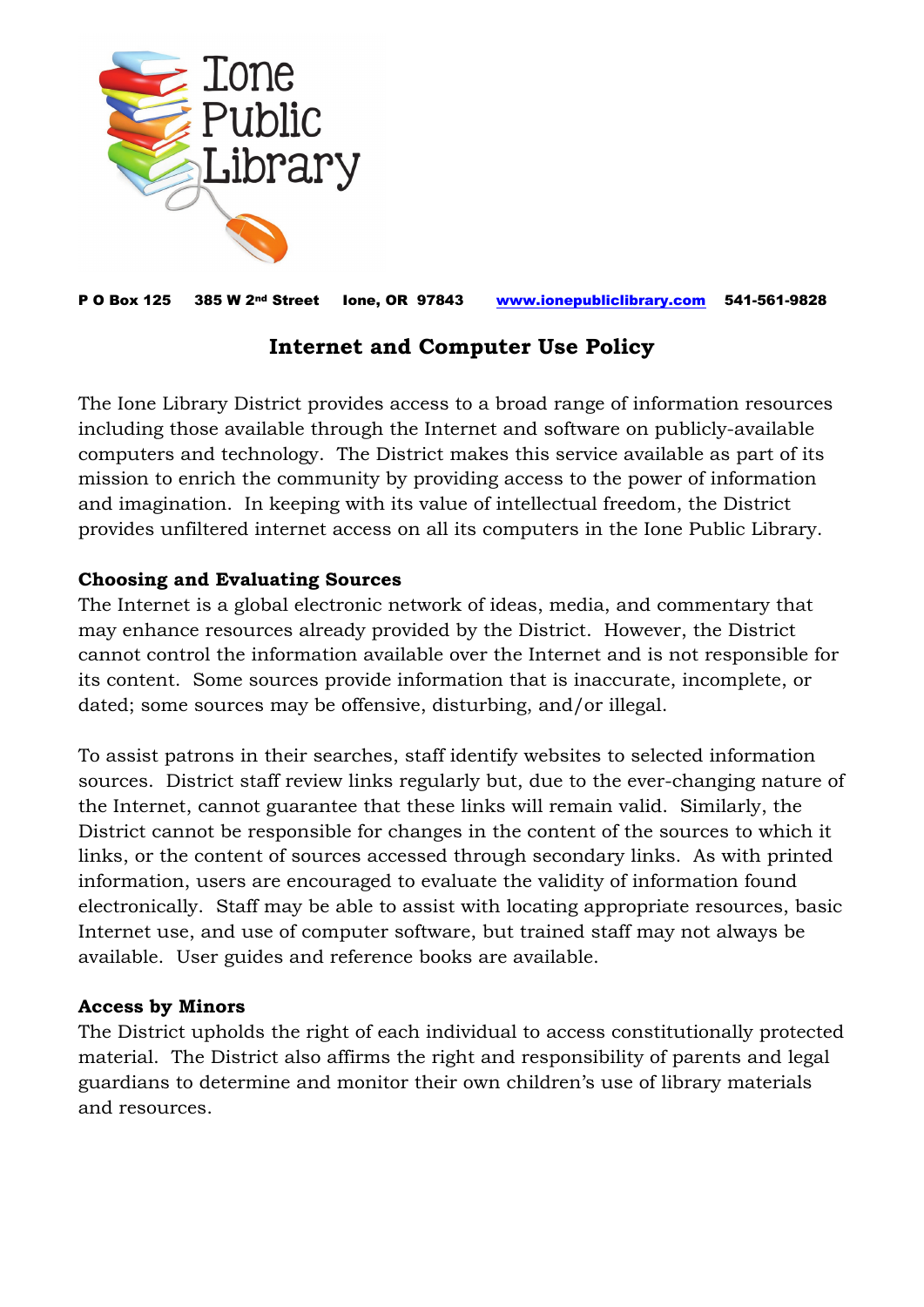Ione Public Library

**P O Box 125 385 W 2nd Street Ione, OR 97843 www.ionepubliclibrary.com 541-561-9828**

# Internet and Computer Use Policy

The Ione Library District provides access to a broad range of information resources including those available through the Internet and software on publicly-available computers and technology. The District makes this service available as part of its mission to enrich the community by providing access to the power of information and imagination. In keeping with its value of intellectual freedom, the District provides unfiltered internet access on all its computers in the Ione Public Library.

**Choosing and Evaluating Sources**

The Internet is a global electronic network of ideas, media, and commentary that may enhance resources already provided by the District. However, the District cannot control the information available over the Internet and is not responsible for its content. Some sources provide information that is inaccurate, incomplete, or dated; some sources may be offensive, disturbing, and/or illegal.

To assist patrons in their searches, staff identify websites to selected information sources. District staff review links regularly but, due to the ever-changing nature of the Internet, cannot guarantee that these links will remain valid. Similarly, the District cannot be responsible for changes in the content of the sources to which it links, or the content of sources accessed through secondary links. As with printed information, users are encouraged to evaluate the validity of information found electronically. Staff may be able to assist with locating appropriate resources, basic Internet use, and use of computer software, but trained staff may not always be available. User guides and reference books are available.

**Access by Minors**

The District upholds the right of each individual to access constitutionally protected material. The District also affirms the right and responsibility of parents and legal guardians to determine and monitor their own children's use of library materials and resources.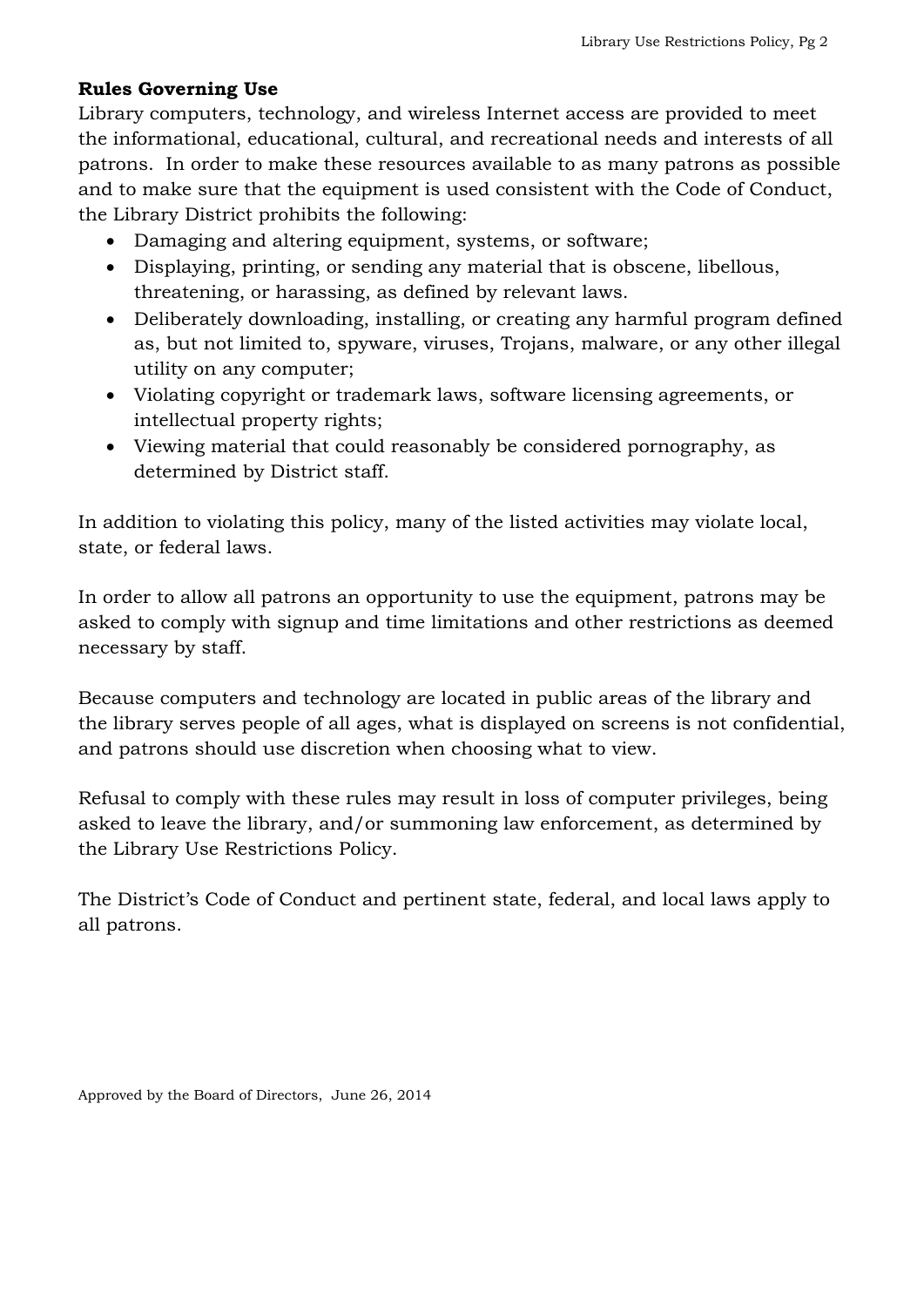**Rules Governing Use**

Library computers, technology, and wireless Internet access are provided to meet the informational, educational, cultural, and recreational needs and interests of all patrons. In order to make these resources available to as many patrons as possible and to make sure that the equipment is used consistent with the Code of Conduct, the Library District prohibits the following:

- Damaging and altering equipment, systems, or software;
- Displaying, printing, or sending any material that is obscene, libellous, threatening, or harassing, as defined by relevant laws.
- Deliberately downloading, installing, or creating any harmful program defined as, but not limited to, spyware, viruses, Trojans, malware, or any other illegal utility on any computer;
- Violating copyright or trademark laws, software licensing agreements, or intellectual property rights;
- Viewing material that could reasonably be considered pornography, as determined by District staff.

In addition to violating this policy, many of the listed activities may violate local, state, or federal laws.

In order to allow all patrons an opportunity to use the equipment, patrons may be asked to comply with signup and time limitations and other restrictions as deemed necessary by staff.

Because computers and technology are located in public areas of the library and the library serves people of all ages, what is displayed on screens is not confidential, and patrons should use discretion when choosing what to view.

Refusal to comply with these rules may result in loss of computer privileges, being asked to leave the library, and/or summoning law enforcement, as determined by the Library Use Restrictions Policy.

The District's Code of Conduct and pertinent state, federal, and local laws apply to all patrons.

Approved by the Board of Directors, June 26, 2014